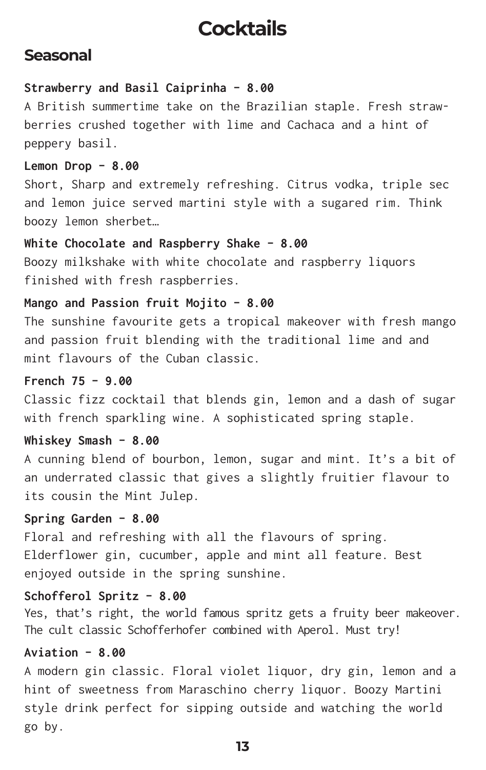# Cocktails

## Seasonal

**Strawberry and Basil Caiprinha - 8.00**

A British summertime take on the Brazilian staple. Fresh strawberries crushed together with lime and Cachaca and a hint of peppery basil.

**Lemon Drop - 8.00**

Short, Sharp and extremely refreshing. Citrus vodka, triple sec and lemon juice served martini style with a sugared rim. Think boozy lemon sherbet…

**White Chocolate and Raspberry Shake - 8.00**

Boozy milkshake with white chocolate and raspberry liquors finished with fresh raspberries.

**Mango and Passion fruit Mojito - 8.00**

The sunshine favourite gets a tropical makeover with fresh mango and passion fruit blending with the traditional lime and and mint flavours of the Cuban classic.

**French 75 - 9.00**

Classic fizz cocktail that blends gin, lemon and a dash of sugar with french sparkling wine. A sophisticated spring staple.

**Whiskey Smash - 8.00**

A cunning blend of bourbon, lemon, sugar and mint. It's a bit of an underrated classic that gives a slightly fruitier flavour to its cousin the Mint Julep.

**Spring Garden - 8.00**

Floral and refreshing with all the flavours of spring. Elderflower gin, cucumber, apple and mint all feature. Best enjoyed outside in the spring sunshine.

**Schofferol Spritz - 8.00**

Yes, that's right, the world famous spritz gets a fruity beer makeover. The cult classic Schofferhofer combined with Aperol. Must try!

**Aviation - 8.00**

A modern gin classic. Floral violet liquor, dry gin, lemon and a hint of sweetness from Maraschino cherry liquor. Boozy Martini style drink perfect for sipping outside and watching the world go by.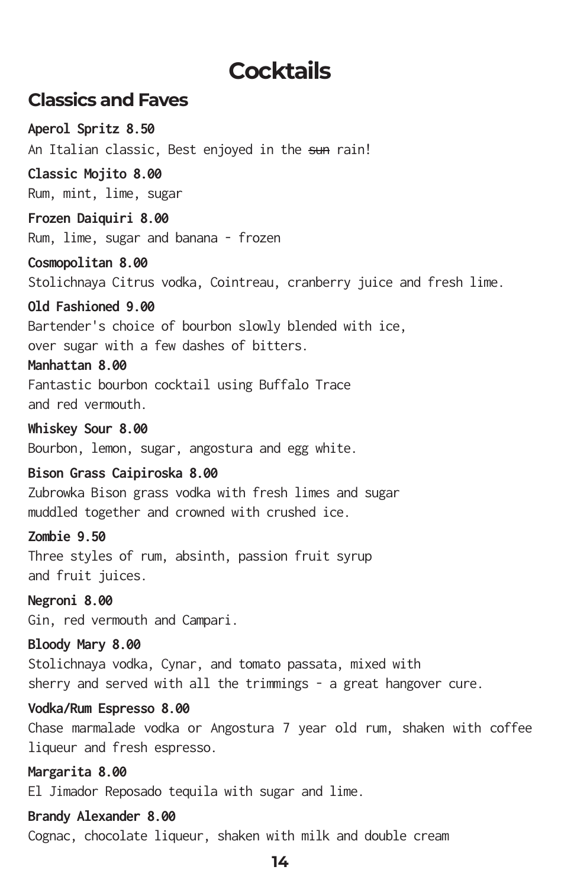# Cocktails

## Classics and Faves

**Aperol Spritz 8.50**
An Italian classic, Best enjoyed in the ~~sun~~ rain!

**Classic Mojito 8.00**
Rum, mint, lime, sugar

**Frozen Daiquiri 8.00**
Rum, lime, sugar and banana - frozen

**Cosmopolitan 8.00**
Stolichnaya Citrus vodka, Cointreau, cranberry juice and fresh lime.

**Old Fashioned 9.00**
Bartender's choice of bourbon slowly blended with ice,
over sugar with a few dashes of bitters.

**Manhattan 8.00**
Fantastic bourbon cocktail using Buffalo Trace
and red vermouth.

**Whiskey Sour 8.00**
Bourbon, lemon, sugar, angostura and egg white.

**Bison Grass Caipiroska 8.00**
Zubrowka Bison grass vodka with fresh limes and sugar
muddled together and crowned with crushed ice.

**Zombie 9.50**
Three styles of rum, absinth, passion fruit syrup
and fruit juices.

**Negroni 8.00**
Gin, red vermouth and Campari.

**Bloody Mary 8.00**
Stolichnaya vodka, Cynar, and tomato passata, mixed with
sherry and served with all the trimmings - a great hangover cure.

**Vodka/Rum Espresso 8.00**
Chase marmalade vodka or Angostura 7 year old rum, shaken with coffee
liqueur and fresh espresso.

**Margarita 8.00**
El Jimador Reposado tequila with sugar and lime.

**Brandy Alexander 8.00**
Cognac, chocolate liqueur, shaken with milk and double cream